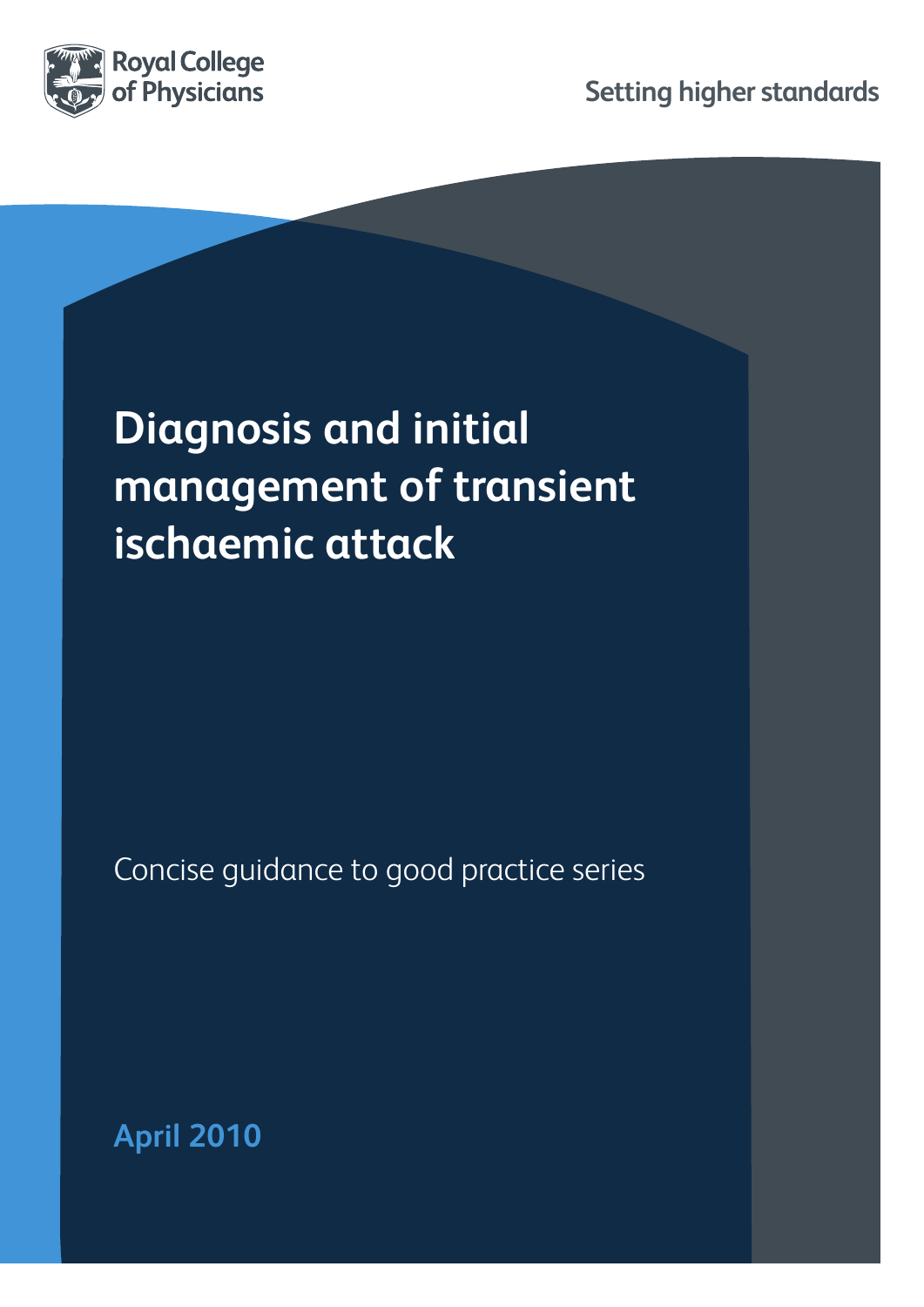Royal College of Physicians

Setting higher standards

# Diagnosis and initial management of transient ischaemic attack

Concise guidance to good practice series

**April 2010**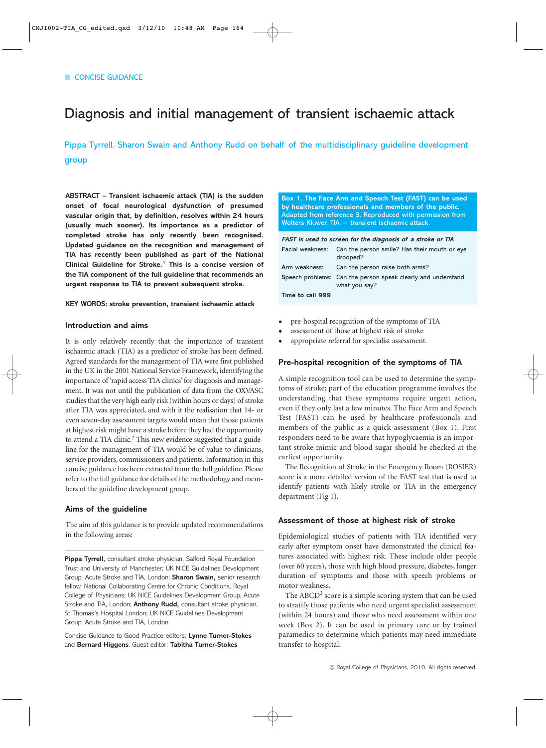CONCISE GUIDANCE

# Diagnosis and initial management of transient ischaemic attack

Pippa Tyrrell, Sharon Swain and Anthony Rudd on behalf of the multidisciplinary guideline development group

**ABSTRACT – Transient ischaemic attack (TIA) is the sudden onset of focal neurological dysfunction of presumed vascular origin that, by definition, resolves within 24 hours (usually much sooner). Its importance as a predictor of completed stroke has only recently been recognised. Updated guidance on the recognition and management of TIA has recently been published as part of the National Clinical Guideline for Stroke.[1] This is a concise version of the TIA component of the full guideline that recommends an urgent response to TIA to prevent subsequent stroke.**

**KEY WORDS: stroke prevention, transient ischaemic attack**

## Introduction and aims

It is only relatively recently that the importance of transient ischaemic attack (TIA) as a predictor of stroke has been realised. Agreed standards for the management of TIA were first published in the UK in the 2001 National Service Framework, identifying the importance of 'rapid access TIA clinics' for diagnosis and management. It was not until the publication of data from the OXVASC studies that the very high early risk (within hours or days) of stroke after TIA was appreciated, and with it the realisation that 14- or even seven-day assessment targets would mean that those patients at highest risk might have a stroke before they had the opportunity to attend a TIA clinic.[2] This new evidence suggested that a guideline for the management of TIA would be of value to clinicians, service providers, commissioners and patients. Information in this concise guidance has been extracted from the full guideline. Please refer to the full guidance for details of the methodology and members of the guideline development group.

## Aims of the guideline

The aim of this guidance is to provide updated recommendations in the following areas:

- pre-hospital recognition of the symptoms of TIA
- assessment of those at highest risk of stroke
- appropriate referral for specialist assessment.

**Pippa Tyrrell,** consultant stroke physician, Salford Royal Foundation Trust and University of Manchester; UK NICE Guidelines Development Group, Acute Stroke and TIA, London; **Sharon Swain,** senior research fellow, National Collaborating Centre for Chronic Conditions, Royal College of Physicians; UK NICE Guidelines Development Group, Acute Stroke and TIA, London; **Anthony Rudd,** consultant stroke physician, St Thomas's Hospital London; UK NICE Guidelines Development Group, Acute Stroke and TIA, London

Concise Guidance to Good Practice editors: **Lynne Turner-Stokes** and **Bernard Higgens**. Guest editor: **Tabitha Turner-Stokes**

**Box 1. The Face Arm and Speech Test (FAST) can be used by healthcare professionals and members of the public.** Adapted from reference 3. Reproduced with permission from Wolters Kluwer. TIA = transient ischaemic attack.

***FAST is used to screen for the diagnosis of a stroke or TIA***

| | |
|---|---|
| Facial weakness: | Can the person smile? Has their mouth or eye drooped? |
| Arm weakness: | Can the person raise both arms? |
| Speech problems: | Can the person speak clearly and understand what you say? |
| Time to call 999 | |

## Pre-hospital recognition of the symptoms of TIA

A simple recognition tool can be used to determine the symptoms of stroke; part of the education programme involves the understanding that these symptoms require urgent action, even if they only last a few minutes. The Face Arm and Speech Test (FAST) can be used by healthcare professionals and members of the public as a quick assessment (Box 1). First responders need to be aware that hypoglycaemia is an important stroke mimic and blood sugar should be checked at the earliest opportunity.

The Recognition of Stroke in the Emergency Room (ROSIER) score is a more detailed version of the FAST test that is used to identify patients with likely stroke or TIA in the emergency department (Fig 1).

## Assessment of those at highest risk of stroke

Epidemiological studies of patients with TIA identified very early after symptom onset have demonstrated the clinical features associated with highest risk. These include older people (over 60 years), those with high blood pressure, diabetes, longer duration of symptoms and those with speech problems or motor weakness.

The $ABCD^2$ score is a simple scoring system that can be used to stratify those patients who need urgent specialist assessment (within 24 hours) and those who need assessment within one week (Box 2). It can be used in primary care or by trained paramedics to determine which patients may need immediate transfer to hospital: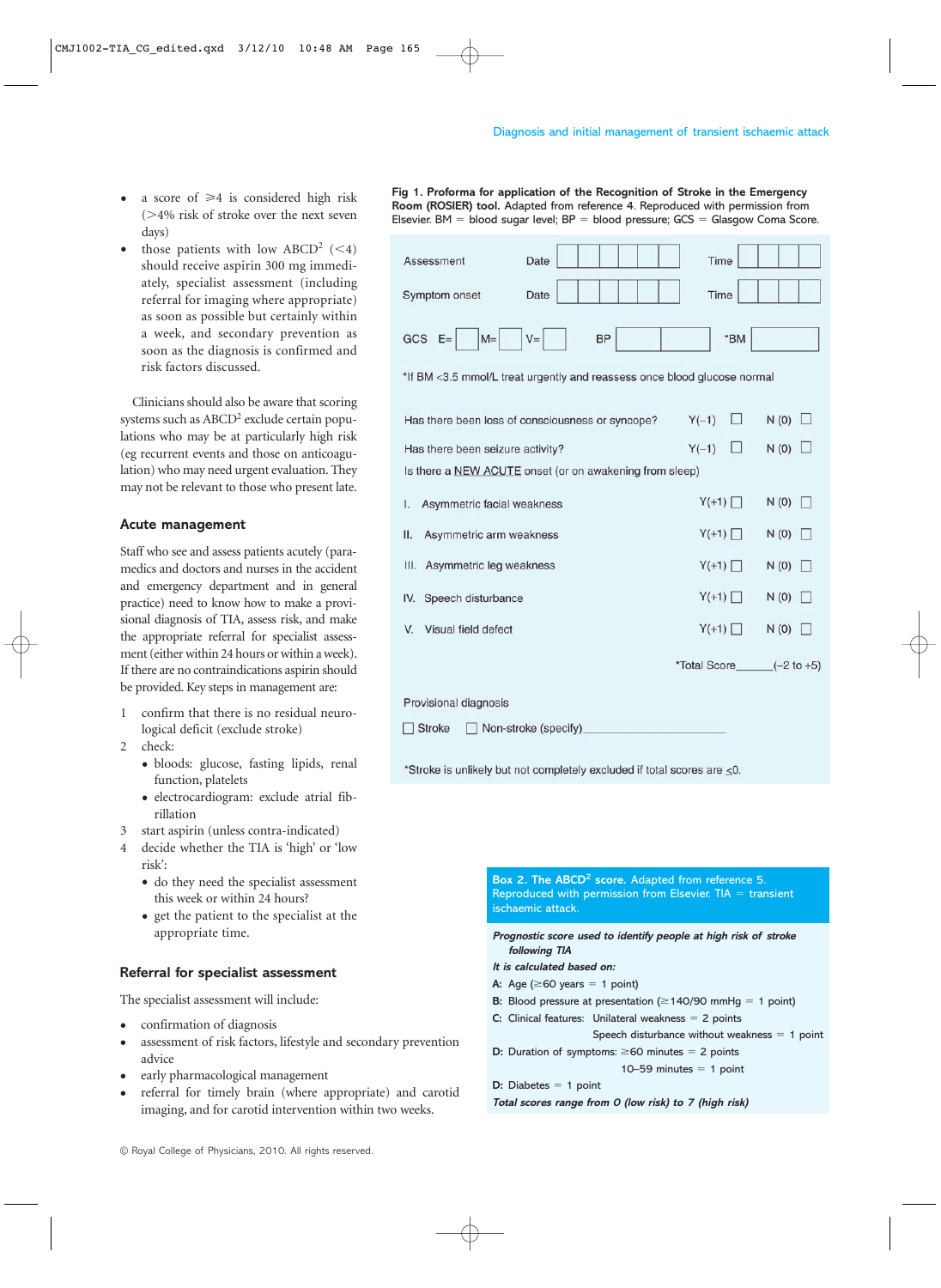- a score of ≥4 is considered high risk (>4% risk of stroke over the next seven days)
- those patients with low ABCD[2] (<4) should receive aspirin 300 mg immediately, specialist assessment (including referral for imaging where appropriate) as soon as possible but certainly within a week, and secondary prevention as soon as the diagnosis is confirmed and risk factors discussed.

Clinicians should also be aware that scoring systems such as ABCD[2] exclude certain populations who may be at particularly high risk (eg recurrent events and those on anticoagulation) who may need urgent evaluation. They may not be relevant to those who present late.

## Acute management

Staff who see and assess patients acutely (paramedics and doctors and nurses in the accident and emergency department and in general practice) need to know how to make a provisional diagnosis of TIA, assess risk, and make the appropriate referral for specialist assessment (either within 24 hours or within a week). If there are no contraindications aspirin should be provided. Key steps in management are:

1. confirm that there is no residual neurological deficit (exclude stroke)
2. check:
   - bloods: glucose, fasting lipids, renal function, platelets
   - electrocardiogram: exclude atrial fibrillation
3. start aspirin (unless contra-indicated)
4. decide whether the TIA is 'high' or 'low risk':
   - do they need the specialist assessment this week or within 24 hours?
   - get the patient to the specialist at the appropriate time.

## Referral for specialist assessment

The specialist assessment will include:

- confirmation of diagnosis
- assessment of risk factors, lifestyle and secondary prevention advice
- early pharmacological management
- referral for timely brain (where appropriate) and carotid imaging, and for carotid intervention within two weeks.

**Fig 1. Proforma for application of the Recognition of Stroke in the Emergency Room (ROSIER) tool.** Adapted from reference 4. Reproduced with permission from Elsevier. BM = blood sugar level; BP = blood pressure; GCS = Glasgow Coma Score.

| | | |
|---|---|---|
| Assessment | Date ______ | Time ______ |
| Symptom onset | Date ______ | Time ______ |
| GCS E= ___ M= ___ V= ___ | BP ______ | *BM ______ |

*If BM <3.5 mmol/L treat urgently and reassess once blood glucose normal

| | | |
|---|---|---|
| Has there been loss of consciousness or syncope? | Y(−1) ☐ | N (0) ☐ |
| Has there been seizure activity? | Y(−1) ☐ | N (0) ☐ |
| Is there a NEW ACUTE onset (or on awakening from sleep) | | |
| I. Asymmetric facial weakness | Y(+1) ☐ | N (0) ☐ |
| II. Asymmetric arm weakness | Y(+1) ☐ | N (0) ☐ |
| III. Asymmetric leg weakness | Y(+1) ☐ | N (0) ☐ |
| IV. Speech disturbance | Y(+1) ☐ | N (0) ☐ |
| V. Visual field defect | Y(+1) ☐ | N (0) ☐ |

*Total Score______(−2 to +5)

Provisional diagnosis

☐ Stroke ☐ Non-stroke (specify)______________

*Stroke is unlikely but not completely excluded if total scores are ≤0.

**Box 2. The ABCD[2] score.** Adapted from reference 5. Reproduced with permission from Elsevier. TIA = transient ischaemic attack.

***Prognostic score used to identify people at high risk of stroke following TIA***

***It is calculated based on:***

**A:** Age (≥60 years = 1 point)

**B:** Blood pressure at presentation (≥140/90 mmHg = 1 point)

**C:** Clinical features: Unilateral weakness = 2 points
Speech disturbance without weakness = 1 point

**D:** Duration of symptoms: ≥60 minutes = 2 points
10–59 minutes = 1 point

**D:** Diabetes = 1 point

***Total scores range from 0 (low risk) to 7 (high risk)***

© Royal College of Physicians, 2010. All rights reserved.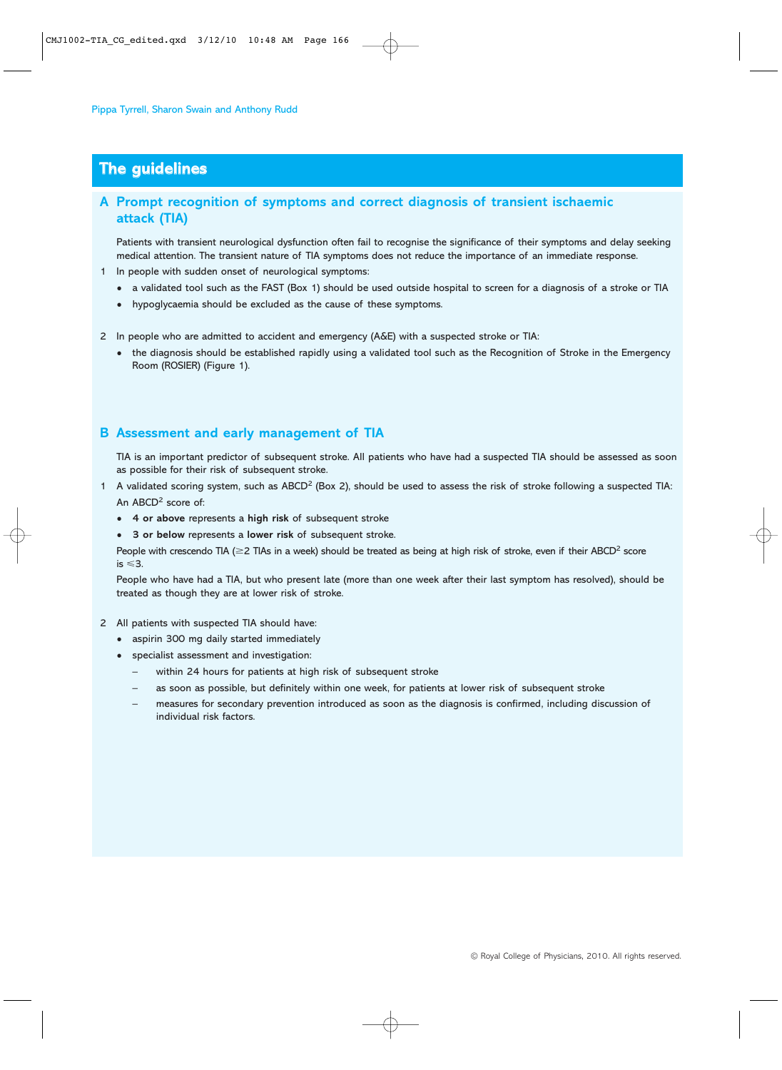## The guidelines

### A Prompt recognition of symptoms and correct diagnosis of transient ischaemic attack (TIA)

Patients with transient neurological dysfunction often fail to recognise the significance of their symptoms and delay seeking medical attention. The transient nature of TIA symptoms does not reduce the importance of an immediate response.

1 In people with sudden onset of neurological symptoms:
   - a validated tool such as the FAST (Box 1) should be used outside hospital to screen for a diagnosis of a stroke or TIA
   - hypoglycaemia should be excluded as the cause of these symptoms.

2 In people who are admitted to accident and emergency (A&E) with a suspected stroke or TIA:
   - the diagnosis should be established rapidly using a validated tool such as the Recognition of Stroke in the Emergency Room (ROSIER) (Figure 1).

### B Assessment and early management of TIA

TIA is an important predictor of subsequent stroke. All patients who have had a suspected TIA should be assessed as soon as possible for their risk of subsequent stroke.

1 A validated scoring system, such as ABCD$^2$ (Box 2), should be used to assess the risk of stroke following a suspected TIA:

An ABCD$^2$ score of:
- **4 or above** represents a **high risk** of subsequent stroke
- **3 or below** represents a **lower risk** of subsequent stroke.

People with crescendo TIA ($\geq$2 TIAs in a week) should be treated as being at high risk of stroke, even if their ABCD$^2$ score is $\leqslant$3.

People who have had a TIA, but who present late (more than one week after their last symptom has resolved), should be treated as though they are at lower risk of stroke.

2 All patients with suspected TIA should have:
   - aspirin 300 mg daily started immediately
   - specialist assessment and investigation:
     - within 24 hours for patients at high risk of subsequent stroke
     - as soon as possible, but definitely within one week, for patients at lower risk of subsequent stroke
     - measures for secondary prevention introduced as soon as the diagnosis is confirmed, including discussion of individual risk factors.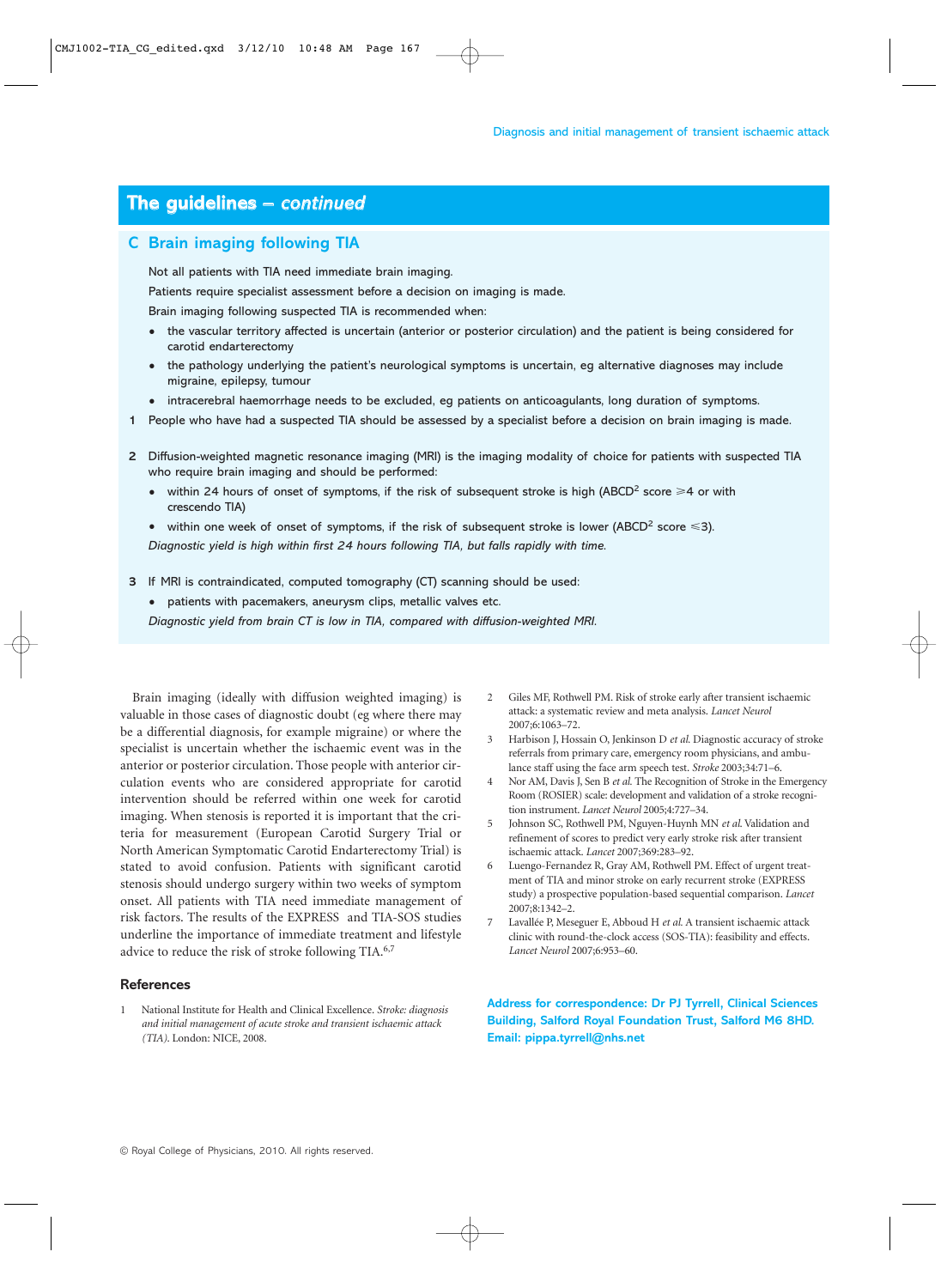## The guidelines – *continued*

### C Brain imaging following TIA

Not all patients with TIA need immediate brain imaging.

Patients require specialist assessment before a decision on imaging is made.

Brain imaging following suspected TIA is recommended when:

- the vascular territory affected is uncertain (anterior or posterior circulation) and the patient is being considered for carotid endarterectomy
- the pathology underlying the patient's neurological symptoms is uncertain, eg alternative diagnoses may include migraine, epilepsy, tumour
- intracerebral haemorrhage needs to be excluded, eg patients on anticoagulants, long duration of symptoms.

1 People who have had a suspected TIA should be assessed by a specialist before a decision on brain imaging is made.

2 Diffusion-weighted magnetic resonance imaging (MRI) is the imaging modality of choice for patients with suspected TIA who require brain imaging and should be performed:

- within 24 hours of onset of symptoms, if the risk of subsequent stroke is high (ABCD$^2$ score $\geq$4 or with crescendo TIA)
- within one week of onset of symptoms, if the risk of subsequent stroke is lower (ABCD$^2$ score $\leq$3).

*Diagnostic yield is high within first 24 hours following TIA, but falls rapidly with time.*

3 If MRI is contraindicated, computed tomography (CT) scanning should be used:

- patients with pacemakers, aneurysm clips, metallic valves etc.

*Diagnostic yield from brain CT is low in TIA, compared with diffusion-weighted MRI.*

Brain imaging (ideally with diffusion weighted imaging) is valuable in those cases of diagnostic doubt (eg where there may be a differential diagnosis, for example migraine) or where the specialist is uncertain whether the ischaemic event was in the anterior or posterior circulation. Those people with anterior circulation events who are considered appropriate for carotid intervention should be referred within one week for carotid imaging. When stenosis is reported it is important that the criteria for measurement (European Carotid Surgery Trial or North American Symptomatic Carotid Endarterectomy Trial) is stated to avoid confusion. Patients with significant carotid stenosis should undergo surgery within two weeks of symptom onset. All patients with TIA need immediate management of risk factors. The results of the EXPRESS and TIA-SOS studies underline the importance of immediate treatment and lifestyle advice to reduce the risk of stroke following TIA.[6,7]

## References

1. National Institute for Health and Clinical Excellence. *Stroke: diagnosis and initial management of acute stroke and transient ischaemic attack (TIA).* London: NICE, 2008.
2. Giles MF, Rothwell PM. Risk of stroke early after transient ischaemic attack: a systematic review and meta analysis. *Lancet Neurol* 2007;6:1063–72.
3. Harbison J, Hossain O, Jenkinson D *et al.* Diagnostic accuracy of stroke referrals from primary care, emergency room physicians, and ambulance staff using the face arm speech test. *Stroke* 2003;34:71–6.
4. Nor AM, Davis J, Sen B *et al.* The Recognition of Stroke in the Emergency Room (ROSIER) scale: development and validation of a stroke recognition instrument. *Lancet Neurol* 2005;4:727–34.
5. Johnson SC, Rothwell PM, Nguyen-Huynh MN *et al.* Validation and refinement of scores to predict very early stroke risk after transient ischaemic attack. *Lancet* 2007;369:283–92.
6. Luengo-Fernandez R, Gray AM, Rothwell PM. Effect of urgent treatment of TIA and minor stroke on early recurrent stroke (EXPRESS study) a prospective population-based sequential comparison. *Lancet* 2007;8:1342–2.
7. Lavallée P, Meseguer E, Abboud H *et al.* A transient ischaemic attack clinic with round-the-clock access (SOS-TIA): feasibility and effects. *Lancet Neurol* 2007;6:953–60.

**Address for correspondence: Dr PJ Tyrrell, Clinical Sciences Building, Salford Royal Foundation Trust, Salford M6 8HD. Email: pippa.tyrrell@nhs.net**